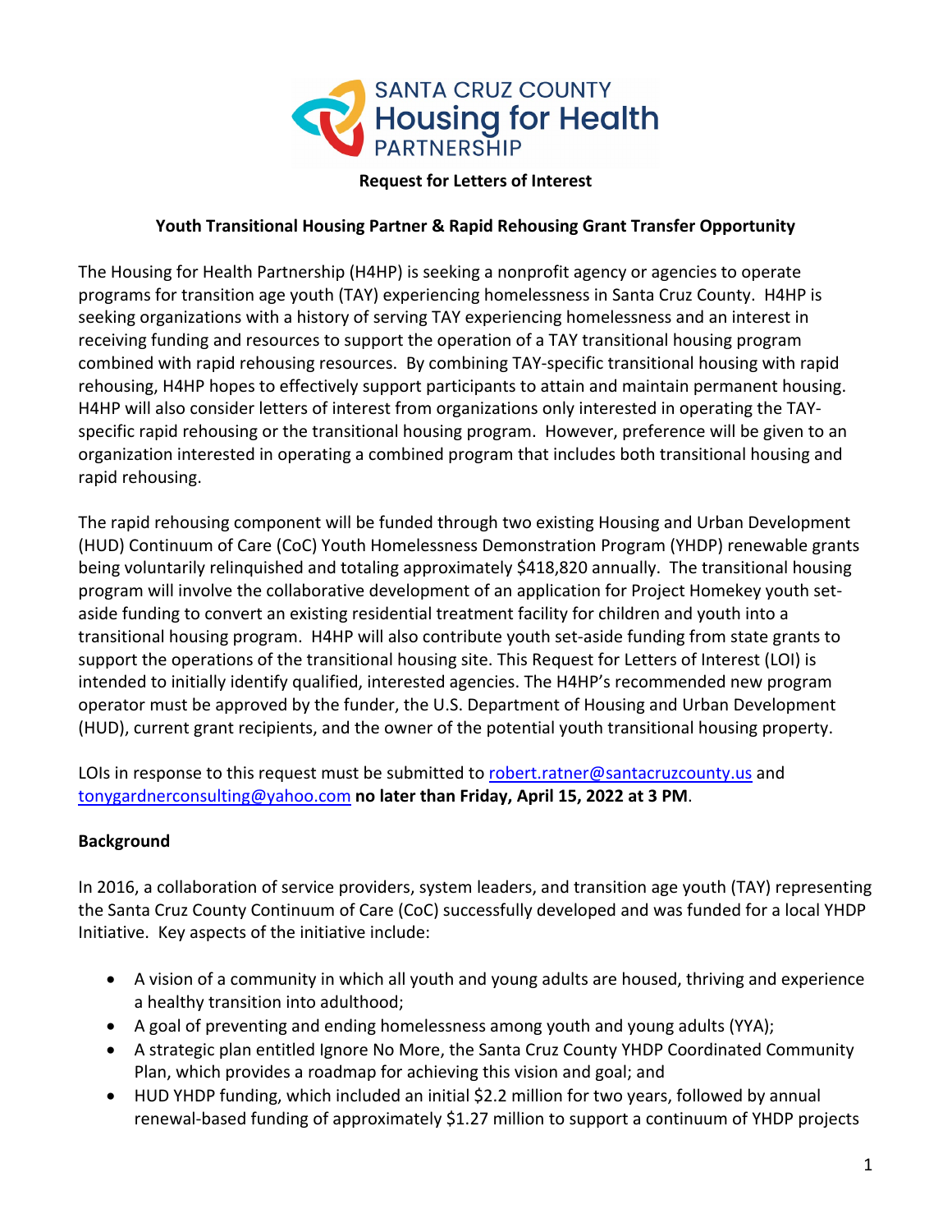**SANTA CRUZ COUNTY Housing for Health PARTNERSHIP**

**Request for Letters of Interest**

**Youth Transitional Housing Partner & Rapid Rehousing Grant Transfer Opportunity**

The Housing for Health Partnership (H4HP) is seeking a nonprofit agency or agencies to operate programs for transition age youth (TAY) experiencing homelessness in Santa Cruz County. H4HP is seeking organizations with a history of serving TAY experiencing homelessness and an interest in receiving funding and resources to support the operation of a TAY transitional housing program combined with rapid rehousing resources. By combining TAY-specific transitional housing with rapid rehousing, H4HP hopes to effectively support participants to attain and maintain permanent housing. H4HP will also consider letters of interest from organizations only interested in operating the TAY-specific rapid rehousing or the transitional housing program. However, preference will be given to an organization interested in operating a combined program that includes both transitional housing and rapid rehousing.

The rapid rehousing component will be funded through two existing Housing and Urban Development (HUD) Continuum of Care (CoC) Youth Homelessness Demonstration Program (YHDP) renewable grants being voluntarily relinquished and totaling approximately $418,820 annually. The transitional housing program will involve the collaborative development of an application for Project Homekey youth set-aside funding to convert an existing residential treatment facility for children and youth into a transitional housing program. H4HP will also contribute youth set-aside funding from state grants to support the operations of the transitional housing site. This Request for Letters of Interest (LOI) is intended to initially identify qualified, interested agencies. The H4HP's recommended new program operator must be approved by the funder, the U.S. Department of Housing and Urban Development (HUD), current grant recipients, and the owner of the potential youth transitional housing property.

LOIs in response to this request must be submitted to robert.ratner@santacruzcounty.us and tonygardnerconsulting@yahoo.com **no later than Friday, April 15, 2022 at 3 PM**.

## Background

In 2016, a collaboration of service providers, system leaders, and transition age youth (TAY) representing the Santa Cruz County Continuum of Care (CoC) successfully developed and was funded for a local YHDP Initiative. Key aspects of the initiative include:

- A vision of a community in which all youth and young adults are housed, thriving and experience a healthy transition into adulthood;
- A goal of preventing and ending homelessness among youth and young adults (YYA);
- A strategic plan entitled Ignore No More, the Santa Cruz County YHDP Coordinated Community Plan, which provides a roadmap for achieving this vision and goal; and
- HUD YHDP funding, which included an initial $2.2 million for two years, followed by annual renewal-based funding of approximately $1.27 million to support a continuum of YHDP projects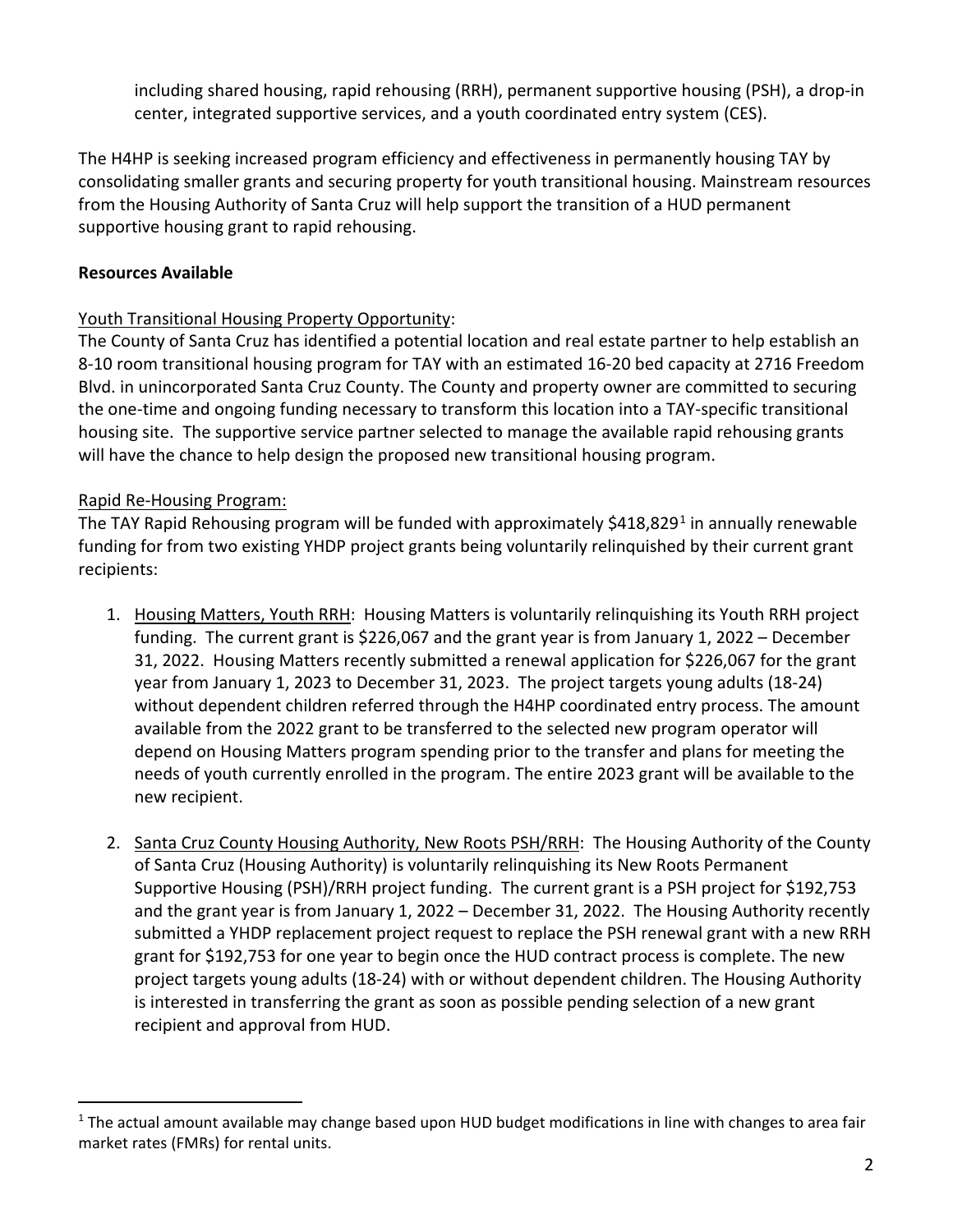including shared housing, rapid rehousing (RRH), permanent supportive housing (PSH), a drop-in center, integrated supportive services, and a youth coordinated entry system (CES).

The H4HP is seeking increased program efficiency and effectiveness in permanently housing TAY by consolidating smaller grants and securing property for youth transitional housing. Mainstream resources from the Housing Authority of Santa Cruz will help support the transition of a HUD permanent supportive housing grant to rapid rehousing.

**Resources Available**

Youth Transitional Housing Property Opportunity:
The County of Santa Cruz has identified a potential location and real estate partner to help establish an 8-10 room transitional housing program for TAY with an estimated 16-20 bed capacity at 2716 Freedom Blvd. in unincorporated Santa Cruz County. The County and property owner are committed to securing the one-time and ongoing funding necessary to transform this location into a TAY-specific transitional housing site. The supportive service partner selected to manage the available rapid rehousing grants will have the chance to help design the proposed new transitional housing program.

Rapid Re-Housing Program:
The TAY Rapid Rehousing program will be funded with approximately $418,829[1] in annually renewable funding for from two existing YHDP project grants being voluntarily relinquished by their current grant recipients:

1. Housing Matters, Youth RRH: Housing Matters is voluntarily relinquishing its Youth RRH project funding. The current grant is $226,067 and the grant year is from January 1, 2022 – December 31, 2022. Housing Matters recently submitted a renewal application for $226,067 for the grant year from January 1, 2023 to December 31, 2023. The project targets young adults (18-24) without dependent children referred through the H4HP coordinated entry process. The amount available from the 2022 grant to be transferred to the selected new program operator will depend on Housing Matters program spending prior to the transfer and plans for meeting the needs of youth currently enrolled in the program. The entire 2023 grant will be available to the new recipient.

2. Santa Cruz County Housing Authority, New Roots PSH/RRH: The Housing Authority of the County of Santa Cruz (Housing Authority) is voluntarily relinquishing its New Roots Permanent Supportive Housing (PSH)/RRH project funding. The current grant is a PSH project for $192,753 and the grant year is from January 1, 2022 – December 31, 2022. The Housing Authority recently submitted a YHDP replacement project request to replace the PSH renewal grant with a new RRH grant for $192,753 for one year to begin once the HUD contract process is complete. The new project targets young adults (18-24) with or without dependent children. The Housing Authority is interested in transferring the grant as soon as possible pending selection of a new grant recipient and approval from HUD.

[1] The actual amount available may change based upon HUD budget modifications in line with changes to area fair market rates (FMRs) for rental units.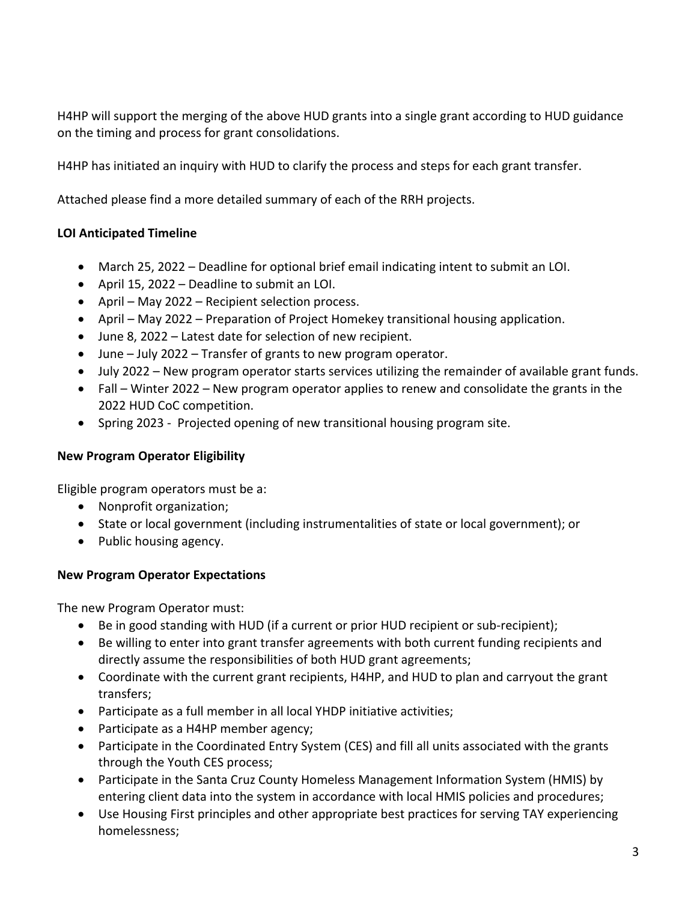H4HP will support the merging of the above HUD grants into a single grant according to HUD guidance on the timing and process for grant consolidations.

H4HP has initiated an inquiry with HUD to clarify the process and steps for each grant transfer.

Attached please find a more detailed summary of each of the RRH projects.

**LOI Anticipated Timeline**

- March 25, 2022 – Deadline for optional brief email indicating intent to submit an LOI.
- April 15, 2022 – Deadline to submit an LOI.
- April – May 2022 – Recipient selection process.
- April – May 2022 – Preparation of Project Homekey transitional housing application.
- June 8, 2022 – Latest date for selection of new recipient.
- June – July 2022 – Transfer of grants to new program operator.
- July 2022 – New program operator starts services utilizing the remainder of available grant funds.
- Fall – Winter 2022 – New program operator applies to renew and consolidate the grants in the 2022 HUD CoC competition.
- Spring 2023 - Projected opening of new transitional housing program site.

**New Program Operator Eligibility**

Eligible program operators must be a:

- Nonprofit organization;
- State or local government (including instrumentalities of state or local government); or
- Public housing agency.

**New Program Operator Expectations**

The new Program Operator must:

- Be in good standing with HUD (if a current or prior HUD recipient or sub-recipient);
- Be willing to enter into grant transfer agreements with both current funding recipients and directly assume the responsibilities of both HUD grant agreements;
- Coordinate with the current grant recipients, H4HP, and HUD to plan and carryout the grant transfers;
- Participate as a full member in all local YHDP initiative activities;
- Participate as a H4HP member agency;
- Participate in the Coordinated Entry System (CES) and fill all units associated with the grants through the Youth CES process;
- Participate in the Santa Cruz County Homeless Management Information System (HMIS) by entering client data into the system in accordance with local HMIS policies and procedures;
- Use Housing First principles and other appropriate best practices for serving TAY experiencing homelessness;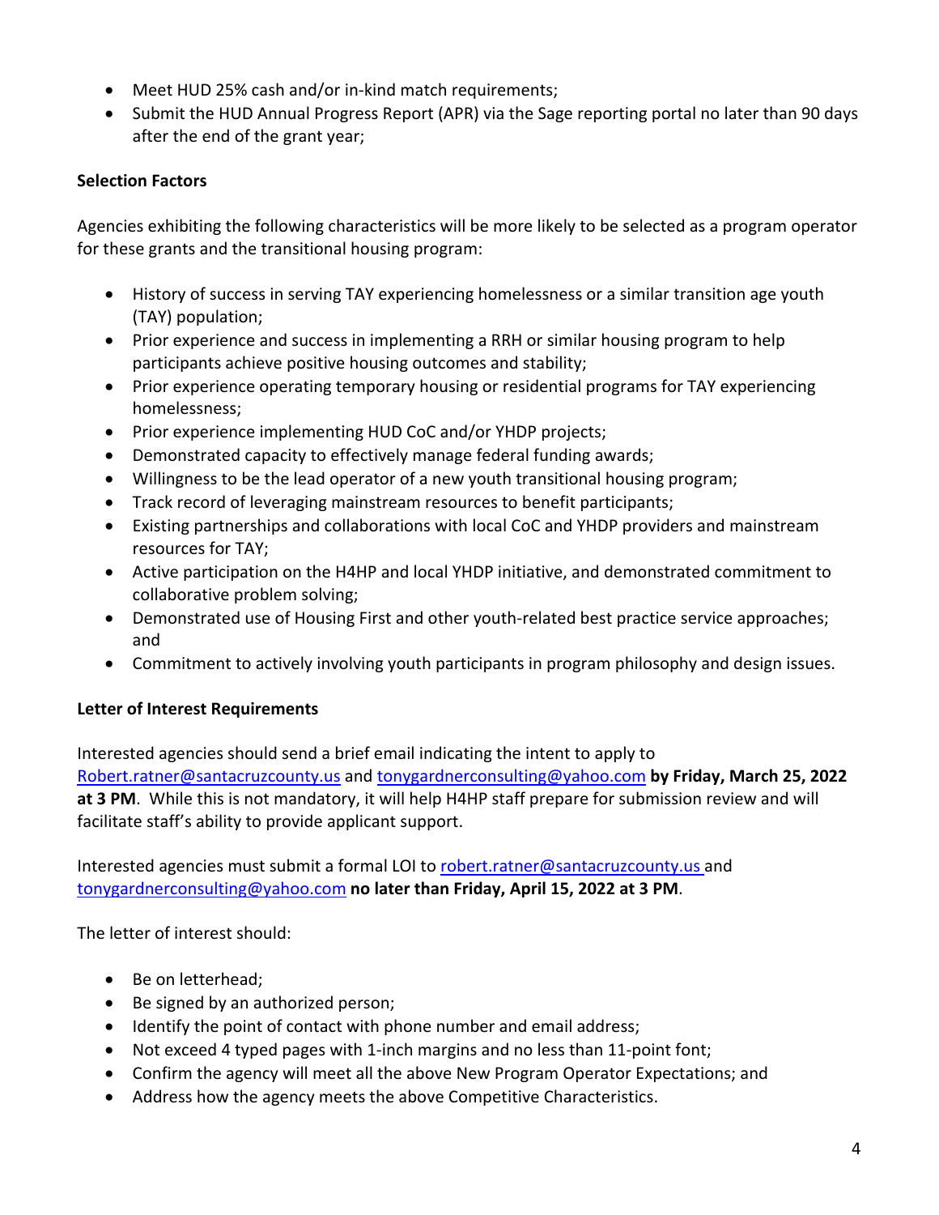- Meet HUD 25% cash and/or in-kind match requirements;
- Submit the HUD Annual Progress Report (APR) via the Sage reporting portal no later than 90 days after the end of the grant year;

**Selection Factors**

Agencies exhibiting the following characteristics will be more likely to be selected as a program operator for these grants and the transitional housing program:

- History of success in serving TAY experiencing homelessness or a similar transition age youth (TAY) population;
- Prior experience and success in implementing a RRH or similar housing program to help participants achieve positive housing outcomes and stability;
- Prior experience operating temporary housing or residential programs for TAY experiencing homelessness;
- Prior experience implementing HUD CoC and/or YHDP projects;
- Demonstrated capacity to effectively manage federal funding awards;
- Willingness to be the lead operator of a new youth transitional housing program;
- Track record of leveraging mainstream resources to benefit participants;
- Existing partnerships and collaborations with local CoC and YHDP providers and mainstream resources for TAY;
- Active participation on the H4HP and local YHDP initiative, and demonstrated commitment to collaborative problem solving;
- Demonstrated use of Housing First and other youth-related best practice service approaches; and
- Commitment to actively involving youth participants in program philosophy and design issues.

**Letter of Interest Requirements**

Interested agencies should send a brief email indicating the intent to apply to Robert.ratner@santacruzcounty.us and tonygardnerconsulting@yahoo.com **by Friday, March 25, 2022 at 3 PM**. While this is not mandatory, it will help H4HP staff prepare for submission review and will facilitate staff's ability to provide applicant support.

Interested agencies must submit a formal LOI to robert.ratner@santacruzcounty.us and tonygardnerconsulting@yahoo.com **no later than Friday, April 15, 2022 at 3 PM**.

The letter of interest should:

- Be on letterhead;
- Be signed by an authorized person;
- Identify the point of contact with phone number and email address;
- Not exceed 4 typed pages with 1-inch margins and no less than 11-point font;
- Confirm the agency will meet all the above New Program Operator Expectations; and
- Address how the agency meets the above Competitive Characteristics.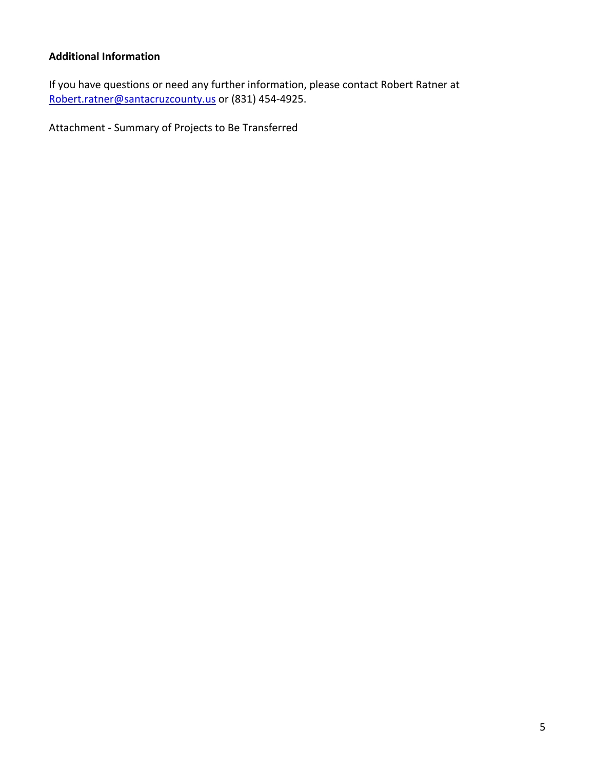**Additional Information**

If you have questions or need any further information, please contact Robert Ratner at [Robert.ratner@santacruzcounty.us](mailto:Robert.ratner@santacruzcounty.us) or (831) 454-4925.

Attachment - Summary of Projects to Be Transferred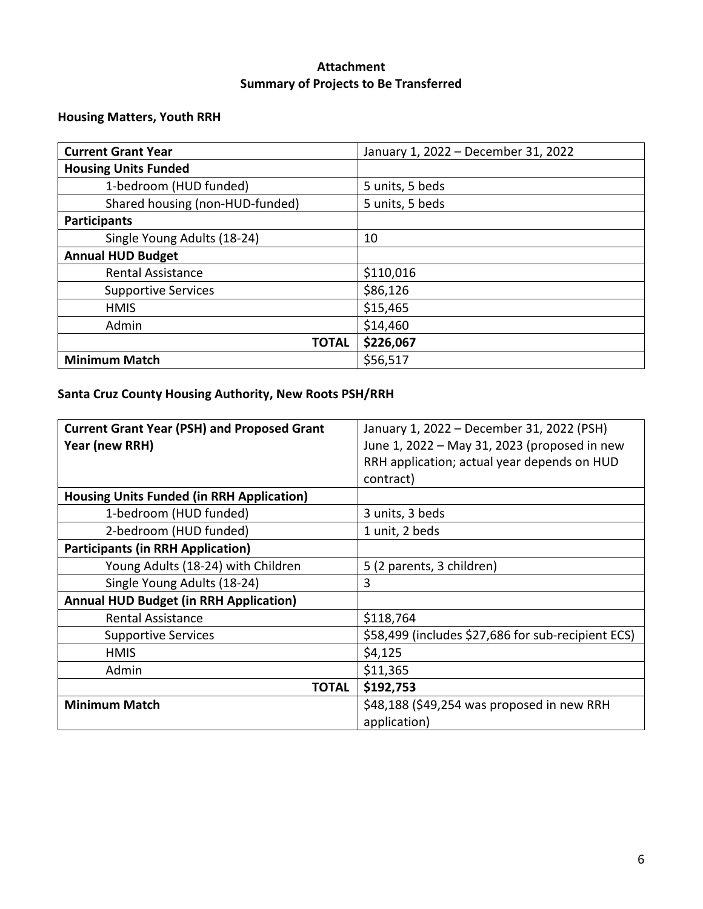**Attachment**
**Summary of Projects to Be Transferred**

**Housing Matters, Youth RRH**

| | |
|---|---|
| **Current Grant Year** | January 1, 2022 – December 31, 2022 |
| **Housing Units Funded** | |
| 1-bedroom (HUD funded) | 5 units, 5 beds |
| Shared housing (non-HUD-funded) | 5 units, 5 beds |
| **Participants** | |
| Single Young Adults (18-24) | 10 |
| **Annual HUD Budget** | |
| Rental Assistance | $110,016 |
| Supportive Services | $86,126 |
| HMIS | $15,465 |
| Admin | $14,460 |
| **TOTAL** | **$226,067** |
| **Minimum Match** | $56,517 |

**Santa Cruz County Housing Authority, New Roots PSH/RRH**

| | |
|---|---|
| **Current Grant Year (PSH) and Proposed Grant Year (new RRH)** | January 1, 2022 – December 31, 2022 (PSH) June 1, 2022 – May 31, 2023 (proposed in new RRH application; actual year depends on HUD contract) |
| **Housing Units Funded (in RRH Application)** | |
| 1-bedroom (HUD funded) | 3 units, 3 beds |
| 2-bedroom (HUD funded) | 1 unit, 2 beds |
| **Participants (in RRH Application)** | |
| Young Adults (18-24) with Children | 5 (2 parents, 3 children) |
| Single Young Adults (18-24) | 3 |
| **Annual HUD Budget (in RRH Application)** | |
| Rental Assistance | $118,764 |
| Supportive Services | $58,499 (includes $27,686 for sub-recipient ECS) |
| HMIS | $4,125 |
| Admin | $11,365 |
| **TOTAL** | **$192,753** |
| **Minimum Match** | $48,188 ($49,254 was proposed in new RRH application) |